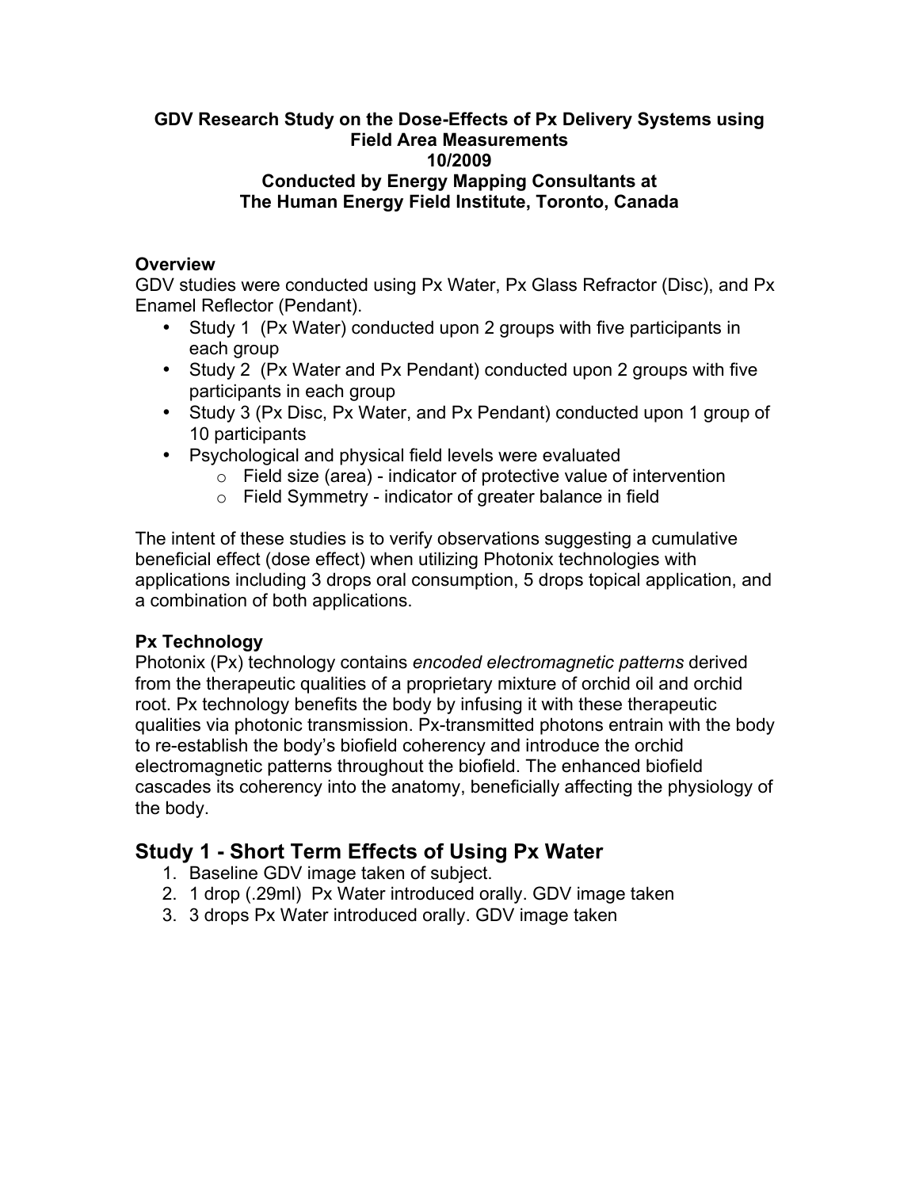**GDV Research Study on the Dose-Effects of Px Delivery Systems using Field Area Measurements**
**10/2009**
**Conducted by Energy Mapping Consultants at**
**The Human Energy Field Institute, Toronto, Canada**

**Overview**

GDV studies were conducted using Px Water, Px Glass Refractor (Disc), and Px Enamel Reflector (Pendant).

- Study 1 (Px Water) conducted upon 2 groups with five participants in each group
- Study 2 (Px Water and Px Pendant) conducted upon 2 groups with five participants in each group
- Study 3 (Px Disc, Px Water, and Px Pendant) conducted upon 1 group of 10 participants
- Psychological and physical field levels were evaluated
  - Field size (area) - indicator of protective value of intervention
  - Field Symmetry - indicator of greater balance in field

The intent of these studies is to verify observations suggesting a cumulative beneficial effect (dose effect) when utilizing Photonix technologies with applications including 3 drops oral consumption, 5 drops topical application, and a combination of both applications.

**Px Technology**

Photonix (Px) technology contains *encoded electromagnetic patterns* derived from the therapeutic qualities of a proprietary mixture of orchid oil and orchid root. Px technology benefits the body by infusing it with these therapeutic qualities via photonic transmission. Px-transmitted photons entrain with the body to re-establish the body's biofield coherency and introduce the orchid electromagnetic patterns throughout the biofield. The enhanced biofield cascades its coherency into the anatomy, beneficially affecting the physiology of the body.

## Study 1 - Short Term Effects of Using Px Water

1. Baseline GDV image taken of subject.
2. 1 drop (.29ml) Px Water introduced orally. GDV image taken
3. 3 drops Px Water introduced orally. GDV image taken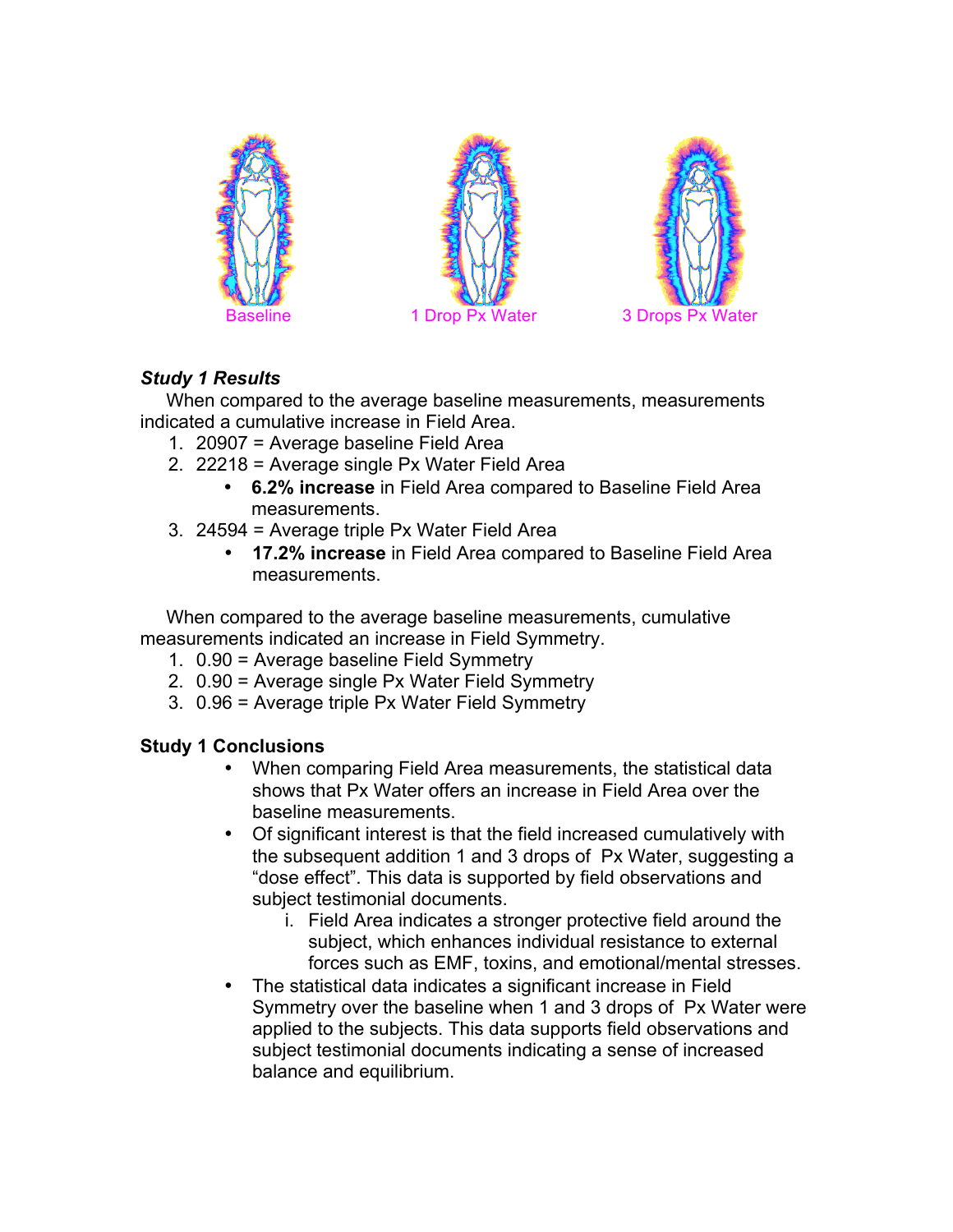Baseline 1 Drop Px Water 3 Drops Px Water

***Study 1 Results***

When compared to the average baseline measurements, measurements indicated a cumulative increase in Field Area.

1. 20907 = Average baseline Field Area
2. 22218 = Average single Px Water Field Area
   - **6.2% increase** in Field Area compared to Baseline Field Area measurements.
3. 24594 = Average triple Px Water Field Area
   - **17.2% increase** in Field Area compared to Baseline Field Area measurements.

When compared to the average baseline measurements, cumulative measurements indicated an increase in Field Symmetry.

1. 0.90 = Average baseline Field Symmetry
2. 0.90 = Average single Px Water Field Symmetry
3. 0.96 = Average triple Px Water Field Symmetry

**Study 1 Conclusions**

- When comparing Field Area measurements, the statistical data shows that Px Water offers an increase in Field Area over the baseline measurements.
- Of significant interest is that the field increased cumulatively with the subsequent addition 1 and 3 drops of Px Water, suggesting a "dose effect". This data is supported by field observations and subject testimonial documents.
  - i. Field Area indicates a stronger protective field around the subject, which enhances individual resistance to external forces such as EMF, toxins, and emotional/mental stresses.
- The statistical data indicates a significant increase in Field Symmetry over the baseline when 1 and 3 drops of Px Water were applied to the subjects. This data supports field observations and subject testimonial documents indicating a sense of increased balance and equilibrium.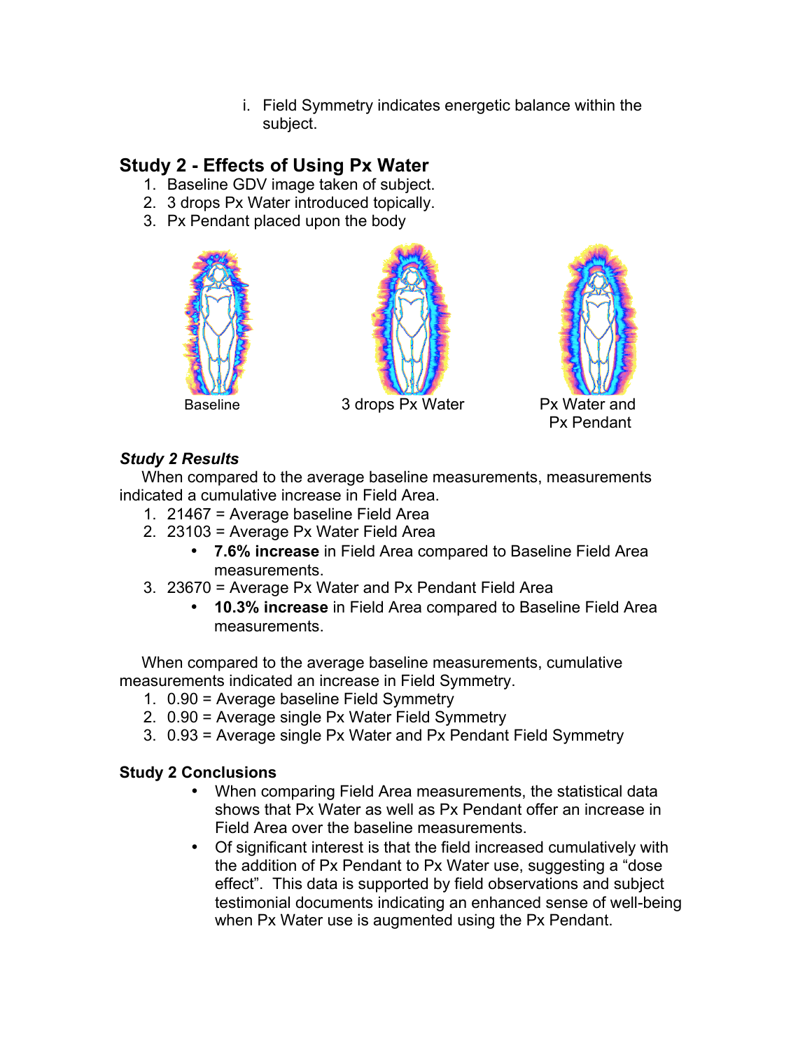i. Field Symmetry indicates energetic balance within the subject.

## Study 2 - Effects of Using Px Water

1. Baseline GDV image taken of subject.
2. 3 drops Px Water introduced topically.
3. Px Pendant placed upon the body

Baseline

3 drops Px Water

Px Water and Px Pendant

### *Study 2 Results*

When compared to the average baseline measurements, measurements indicated a cumulative increase in Field Area.

1. 21467 = Average baseline Field Area
2. 23103 = Average Px Water Field Area
   - **7.6% increase** in Field Area compared to Baseline Field Area measurements.
3. 23670 = Average Px Water and Px Pendant Field Area
   - **10.3% increase** in Field Area compared to Baseline Field Area measurements.

When compared to the average baseline measurements, cumulative measurements indicated an increase in Field Symmetry.

1. 0.90 = Average baseline Field Symmetry
2. 0.90 = Average single Px Water Field Symmetry
3. 0.93 = Average single Px Water and Px Pendant Field Symmetry

### Study 2 Conclusions

- When comparing Field Area measurements, the statistical data shows that Px Water as well as Px Pendant offer an increase in Field Area over the baseline measurements.
- Of significant interest is that the field increased cumulatively with the addition of Px Pendant to Px Water use, suggesting a "dose effect". This data is supported by field observations and subject testimonial documents indicating an enhanced sense of well-being when Px Water use is augmented using the Px Pendant.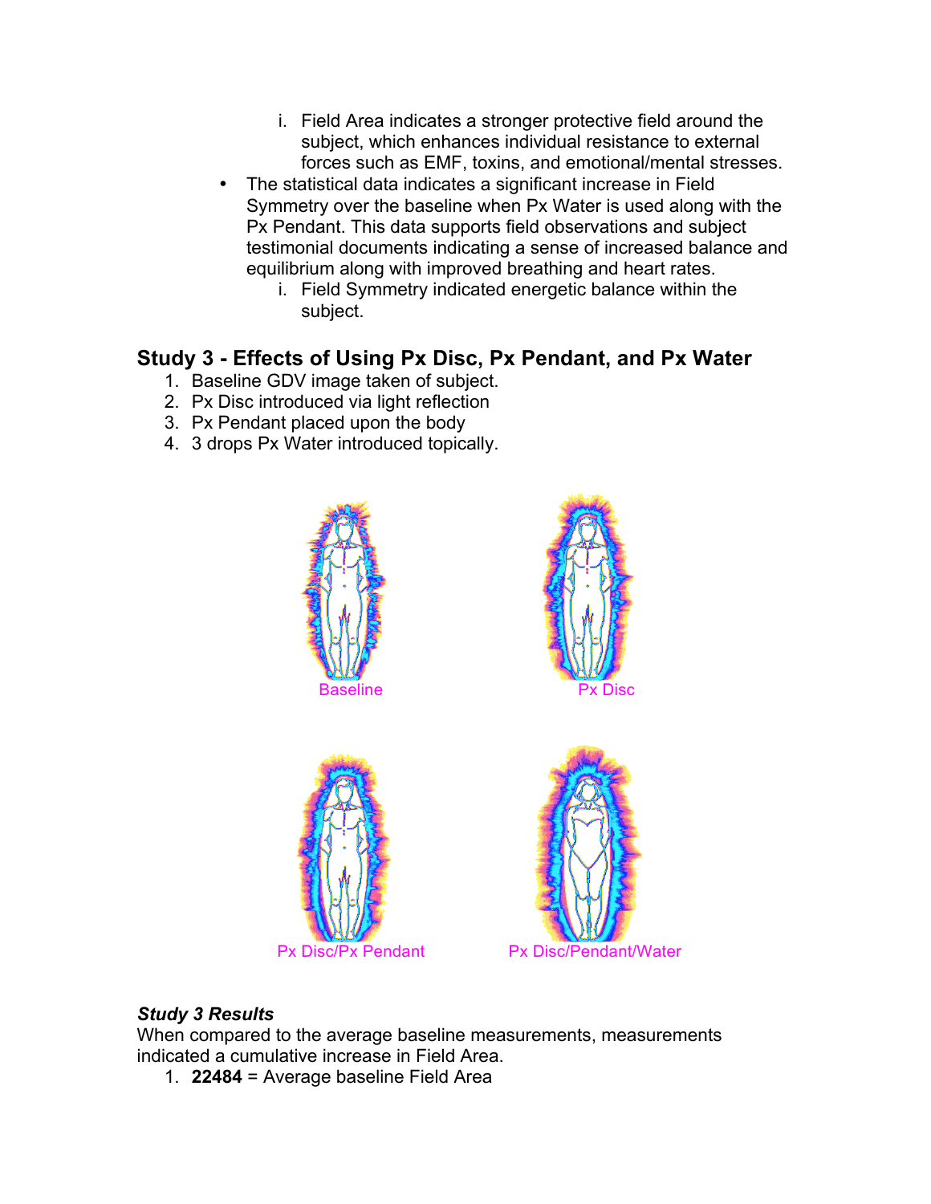i. Field Area indicates a stronger protective field around the subject, which enhances individual resistance to external forces such as EMF, toxins, and emotional/mental stresses.

- The statistical data indicates a significant increase in Field Symmetry over the baseline when Px Water is used along with the Px Pendant. This data supports field observations and subject testimonial documents indicating a sense of increased balance and equilibrium along with improved breathing and heart rates.
   i. Field Symmetry indicated energetic balance within the subject.

## Study 3 - Effects of Using Px Disc, Px Pendant, and Px Water

1. Baseline GDV image taken of subject.
2. Px Disc introduced via light reflection
3. Px Pendant placed upon the body
4. 3 drops Px Water introduced topically.

Baseline

Px Disc

Px Disc/Px Pendant

Px Disc/Pendant/Water

### *Study 3 Results*

When compared to the average baseline measurements, measurements indicated a cumulative increase in Field Area.

1. **22484** = Average baseline Field Area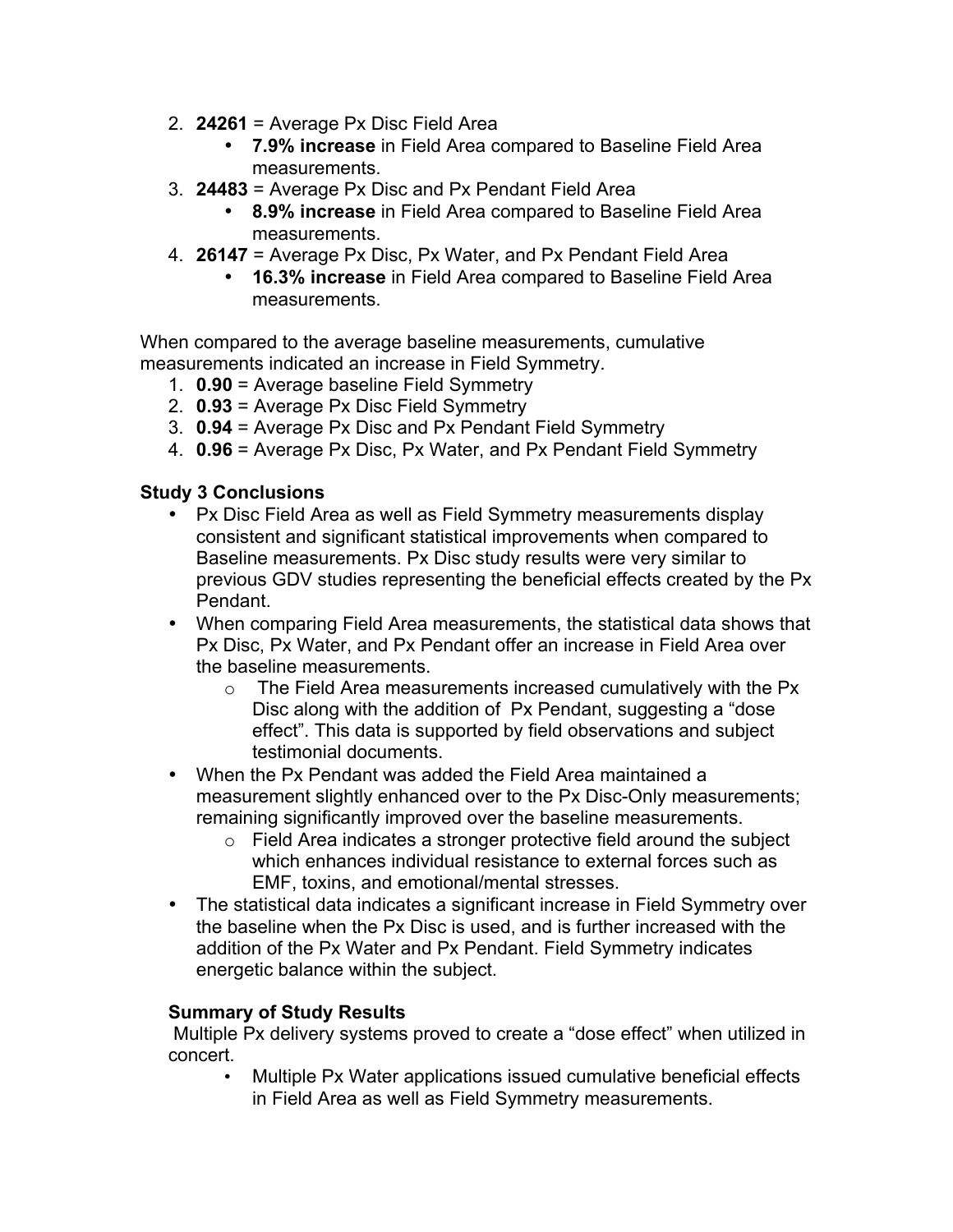2. **24261** = Average Px Disc Field Area
    - **7.9% increase** in Field Area compared to Baseline Field Area measurements.
3. **24483** = Average Px Disc and Px Pendant Field Area
    - **8.9% increase** in Field Area compared to Baseline Field Area measurements.
4. **26147** = Average Px Disc, Px Water, and Px Pendant Field Area
    - **16.3% increase** in Field Area compared to Baseline Field Area measurements.

When compared to the average baseline measurements, cumulative measurements indicated an increase in Field Symmetry.

1. **0.90** = Average baseline Field Symmetry
2. **0.93** = Average Px Disc Field Symmetry
3. **0.94** = Average Px Disc and Px Pendant Field Symmetry
4. **0.96** = Average Px Disc, Px Water, and Px Pendant Field Symmetry

**Study 3 Conclusions**

- Px Disc Field Area as well as Field Symmetry measurements display consistent and significant statistical improvements when compared to Baseline measurements. Px Disc study results were very similar to previous GDV studies representing the beneficial effects created by the Px Pendant.
- When comparing Field Area measurements, the statistical data shows that Px Disc, Px Water, and Px Pendant offer an increase in Field Area over the baseline measurements.
    - The Field Area measurements increased cumulatively with the Px Disc along with the addition of Px Pendant, suggesting a "dose effect". This data is supported by field observations and subject testimonial documents.
- When the Px Pendant was added the Field Area maintained a measurement slightly enhanced over to the Px Disc-Only measurements; remaining significantly improved over the baseline measurements.
    - Field Area indicates a stronger protective field around the subject which enhances individual resistance to external forces such as EMF, toxins, and emotional/mental stresses.
- The statistical data indicates a significant increase in Field Symmetry over the baseline when the Px Disc is used, and is further increased with the addition of the Px Water and Px Pendant. Field Symmetry indicates energetic balance within the subject.

**Summary of Study Results**

Multiple Px delivery systems proved to create a "dose effect" when utilized in concert.

- Multiple Px Water applications issued cumulative beneficial effects in Field Area as well as Field Symmetry measurements.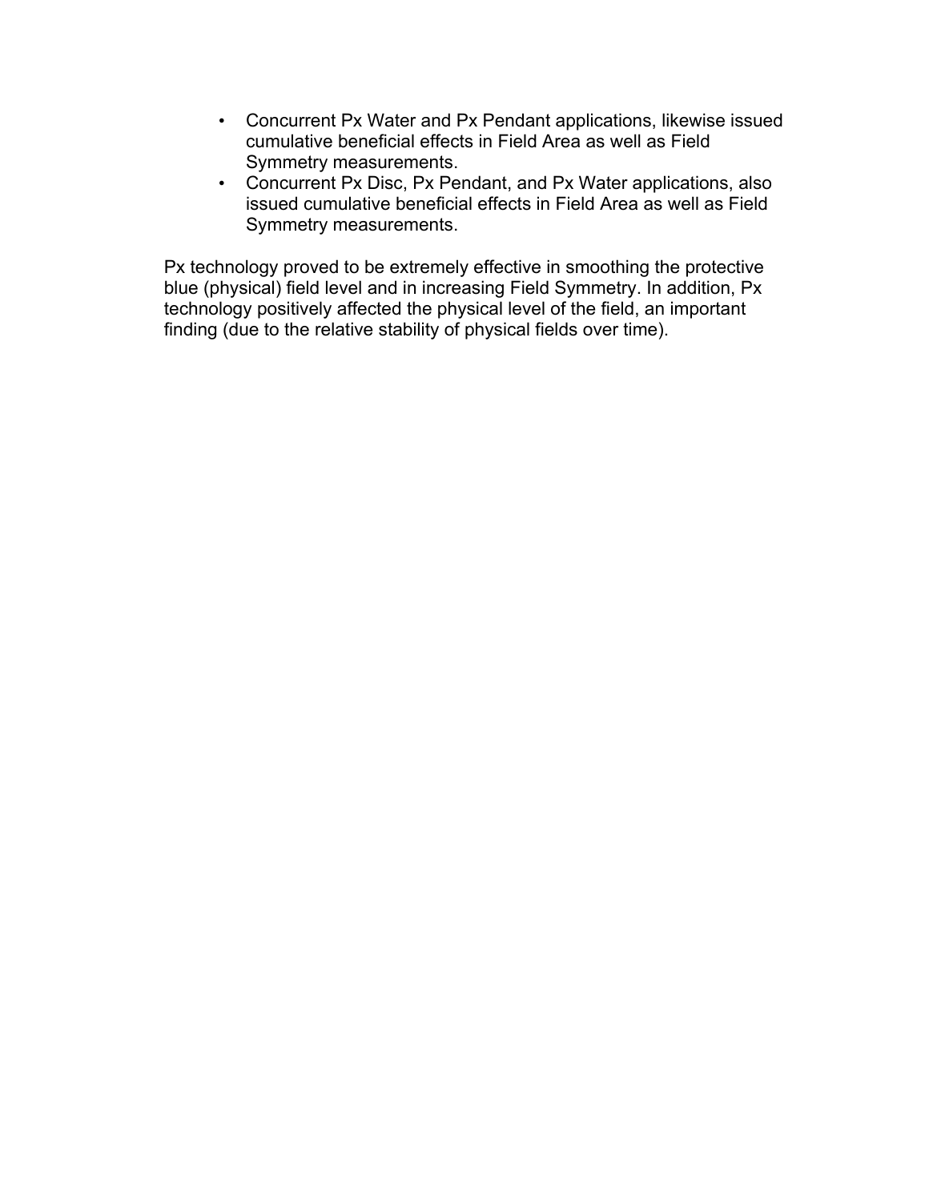- Concurrent Px Water and Px Pendant applications, likewise issued cumulative beneficial effects in Field Area as well as Field Symmetry measurements.
- Concurrent Px Disc, Px Pendant, and Px Water applications, also issued cumulative beneficial effects in Field Area as well as Field Symmetry measurements.

Px technology proved to be extremely effective in smoothing the protective blue (physical) field level and in increasing Field Symmetry. In addition, Px technology positively affected the physical level of the field, an important finding (due to the relative stability of physical fields over time).